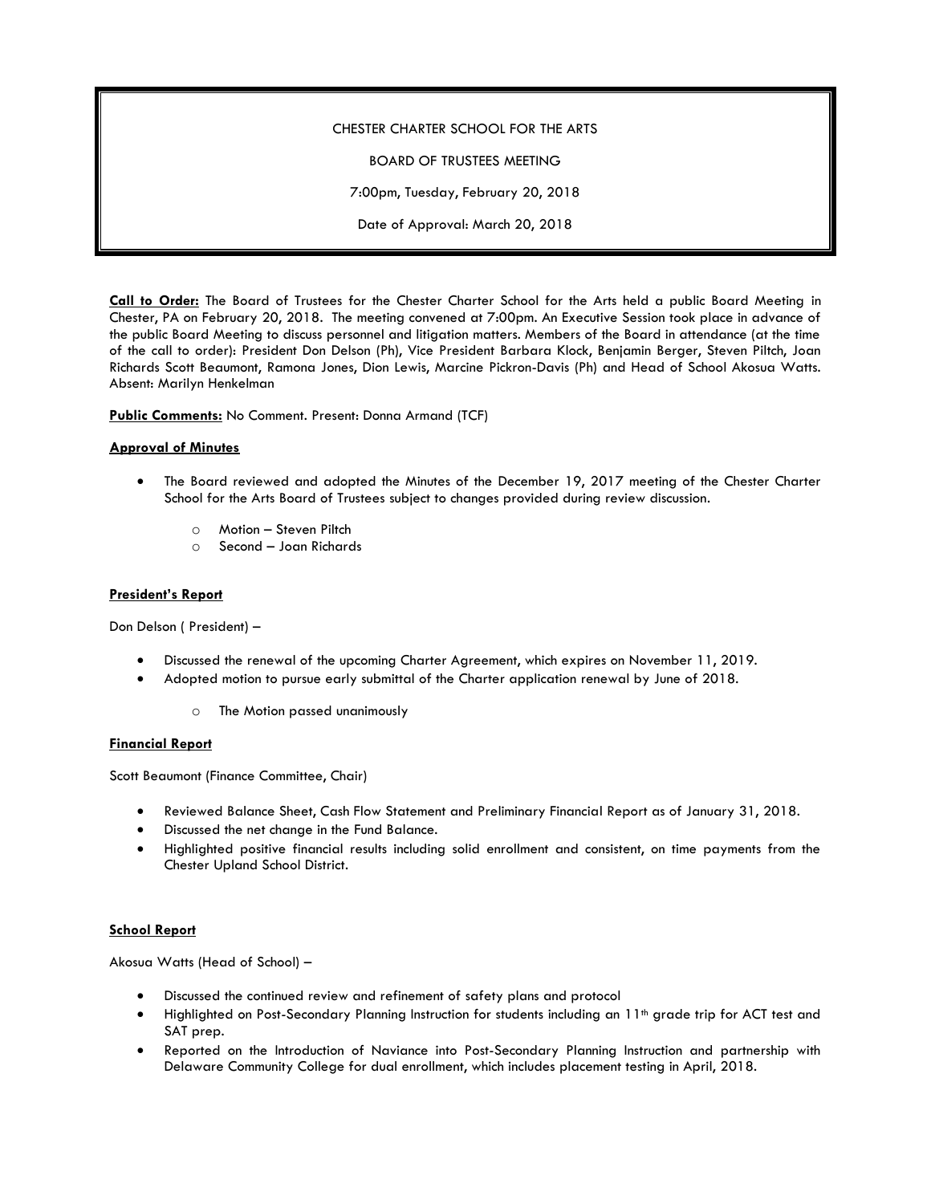CHESTER CHARTER SCHOOL FOR THE ARTS

BOARD OF TRUSTEES MEETING

7:00pm, Tuesday, February 20, 2018

Date of Approval: March 20, 2018

**Call to Order:** The Board of Trustees for the Chester Charter School for the Arts held a public Board Meeting in Chester, PA on February 20, 2018. The meeting convened at 7:00pm. An Executive Session took place in advance of the public Board Meeting to discuss personnel and litigation matters. Members of the Board in attendance (at the time of the call to order): President Don Delson (Ph), Vice President Barbara Klock, Benjamin Berger, Steven Piltch, Joan Richards Scott Beaumont, Ramona Jones, Dion Lewis, Marcine Pickron-Davis (Ph) and Head of School Akosua Watts. Absent: Marilyn Henkelman

**Public Comments:** No Comment. Present: Donna Armand (TCF)

**Approval of Minutes**

- The Board reviewed and adopted the Minutes of the December 19, 2017 meeting of the Chester Charter School for the Arts Board of Trustees subject to changes provided during review discussion.
  - Motion – Steven Piltch
  - Second – Joan Richards

**President's Report**

Don Delson ( President) –

- Discussed the renewal of the upcoming Charter Agreement, which expires on November 11, 2019.
- Adopted motion to pursue early submittal of the Charter application renewal by June of 2018.
  - The Motion passed unanimously

**Financial Report**

Scott Beaumont (Finance Committee, Chair)

- Reviewed Balance Sheet, Cash Flow Statement and Preliminary Financial Report as of January 31, 2018.
- Discussed the net change in the Fund Balance.
- Highlighted positive financial results including solid enrollment and consistent, on time payments from the Chester Upland School District.

**School Report**

Akosua Watts (Head of School) –

- Discussed the continued review and refinement of safety plans and protocol
- Highlighted on Post-Secondary Planning Instruction for students including an 11th grade trip for ACT test and SAT prep.
- Reported on the Introduction of Naviance into Post-Secondary Planning Instruction and partnership with Delaware Community College for dual enrollment, which includes placement testing in April, 2018.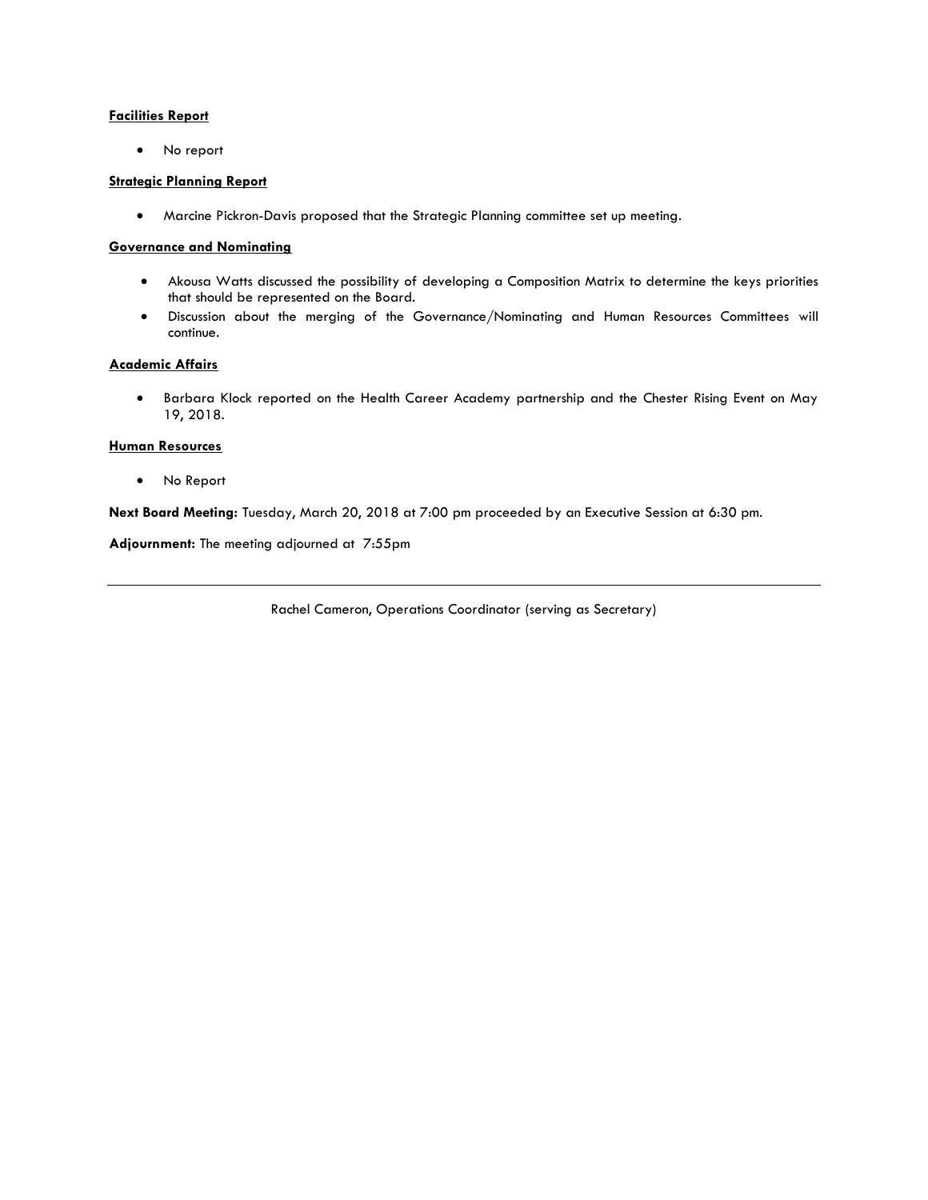**Facilities Report**

- No report

**Strategic Planning Report**

- Marcine Pickron-Davis proposed that the Strategic Planning committee set up meeting.

**Governance and Nominating**

- Akousa Watts discussed the possibility of developing a Composition Matrix to determine the keys priorities that should be represented on the Board.
- Discussion about the merging of the Governance/Nominating and Human Resources Committees will continue.

**Academic Affairs**

- Barbara Klock reported on the Health Career Academy partnership and the Chester Rising Event on May 19, 2018.

**Human Resources**

- No Report

**Next Board Meeting:** Tuesday, March 20, 2018 at 7:00 pm proceeded by an Executive Session at 6:30 pm.

**Adjournment:** The meeting adjourned at 7:55pm

---

Rachel Cameron, Operations Coordinator (serving as Secretary)